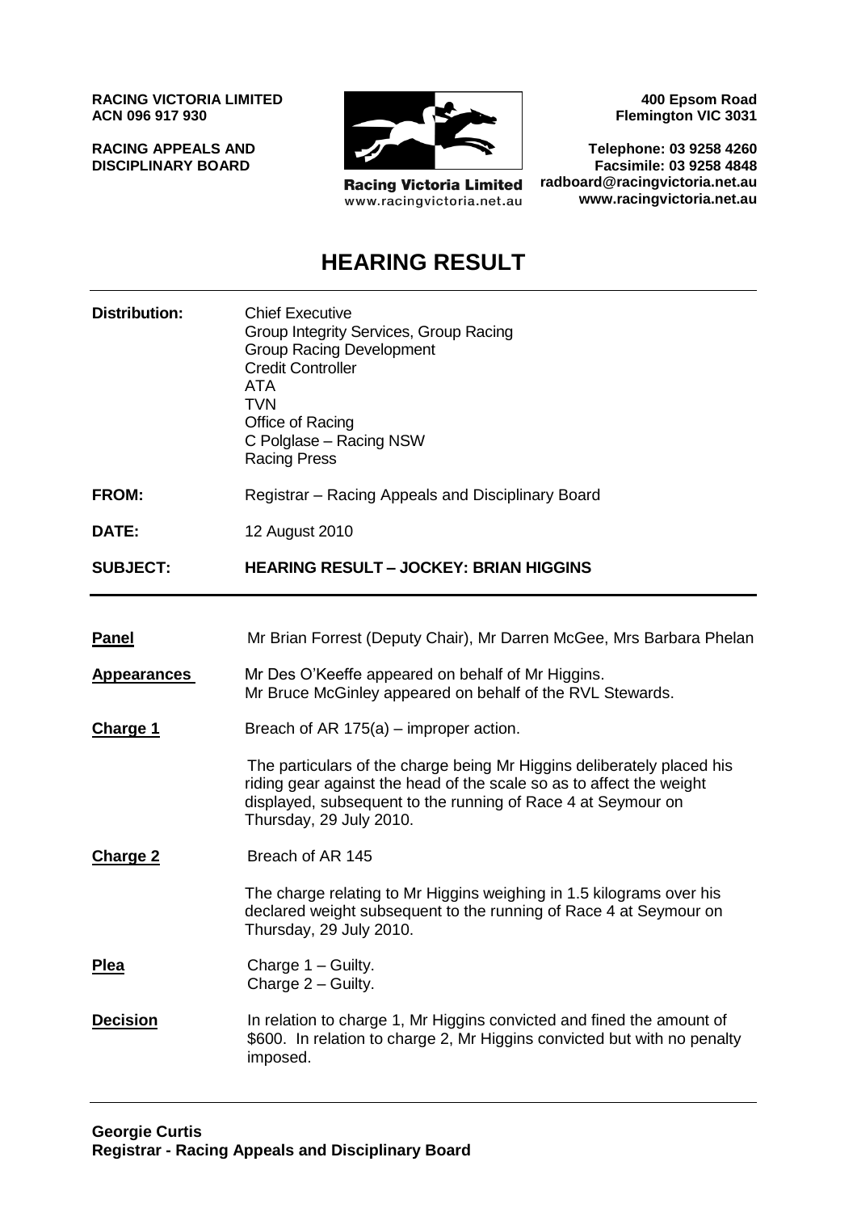**RACING VICTORIA LIMITED**
**ACN 096 917 930**

**RACING APPEALS AND DISCIPLINARY BOARD**

Racing Victoria Limited
www.racingvictoria.net.au

**400 Epsom Road**
**Flemington VIC 3031**

**Telephone: 03 9258 4260**
**Facsimile: 03 9258 4848**
**radboard@racingvictoria.net.au**
**www.racingvictoria.net.au**

# HEARING RESULT

| | |
|---|---|
| **Distribution:** | Chief Executive<br>Group Integrity Services, Group Racing<br>Group Racing Development<br>Credit Controller<br>ATA<br>TVN<br>Office of Racing<br>C Polglase – Racing NSW<br>Racing Press |
| **FROM:** | Registrar – Racing Appeals and Disciplinary Board |
| **DATE:** | 12 August 2010 |
| **SUBJECT:** | **HEARING RESULT – JOCKEY: BRIAN HIGGINS** |

| | |
|---|---|
| **Panel** | Mr Brian Forrest (Deputy Chair), Mr Darren McGee, Mrs Barbara Phelan |
| **Appearances** | Mr Des O'Keeffe appeared on behalf of Mr Higgins.<br>Mr Bruce McGinley appeared on behalf of the RVL Stewards. |
| **Charge 1** | Breach of AR 175(a) – improper action.<br><br>The particulars of the charge being Mr Higgins deliberately placed his riding gear against the head of the scale so as to affect the weight displayed, subsequent to the running of Race 4 at Seymour on Thursday, 29 July 2010. |
| **Charge 2** | Breach of AR 145<br><br>The charge relating to Mr Higgins weighing in 1.5 kilograms over his declared weight subsequent to the running of Race 4 at Seymour on Thursday, 29 July 2010. |
| **Plea** | Charge 1 – Guilty.<br>Charge 2 – Guilty. |
| **Decision** | In relation to charge 1, Mr Higgins convicted and fined the amount of \$600. In relation to charge 2, Mr Higgins convicted but with no penalty imposed. |

**Georgie Curtis**
**Registrar - Racing Appeals and Disciplinary Board**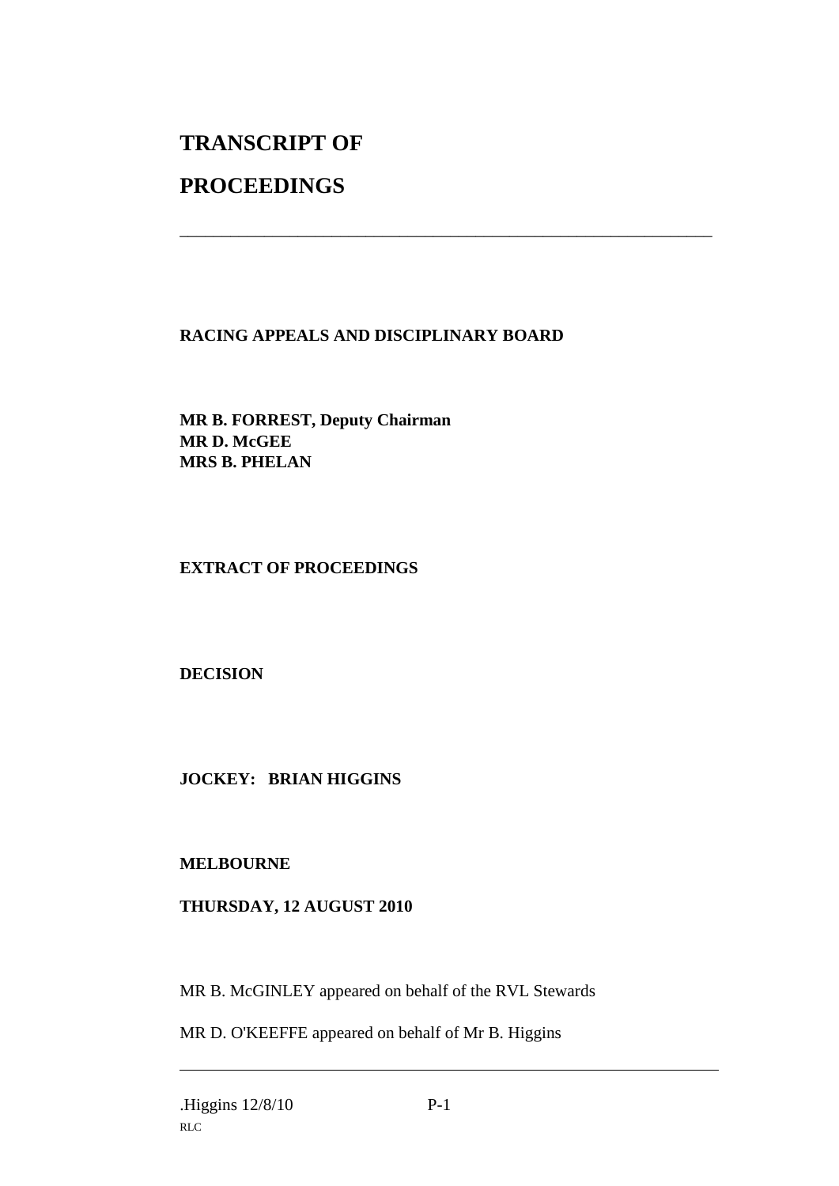# TRANSCRIPT OF

# PROCEEDINGS

---

**RACING APPEALS AND DISCIPLINARY BOARD**

**MR B. FORREST, Deputy Chairman**
**MR D. McGEE**
**MRS B. PHELAN**

**EXTRACT OF PROCEEDINGS**

**DECISION**

**JOCKEY: BRIAN HIGGINS**

**MELBOURNE**

**THURSDAY, 12 AUGUST 2010**

MR B. McGINLEY appeared on behalf of the RVL Stewards

MR D. O'KEEFFE appeared on behalf of Mr B. Higgins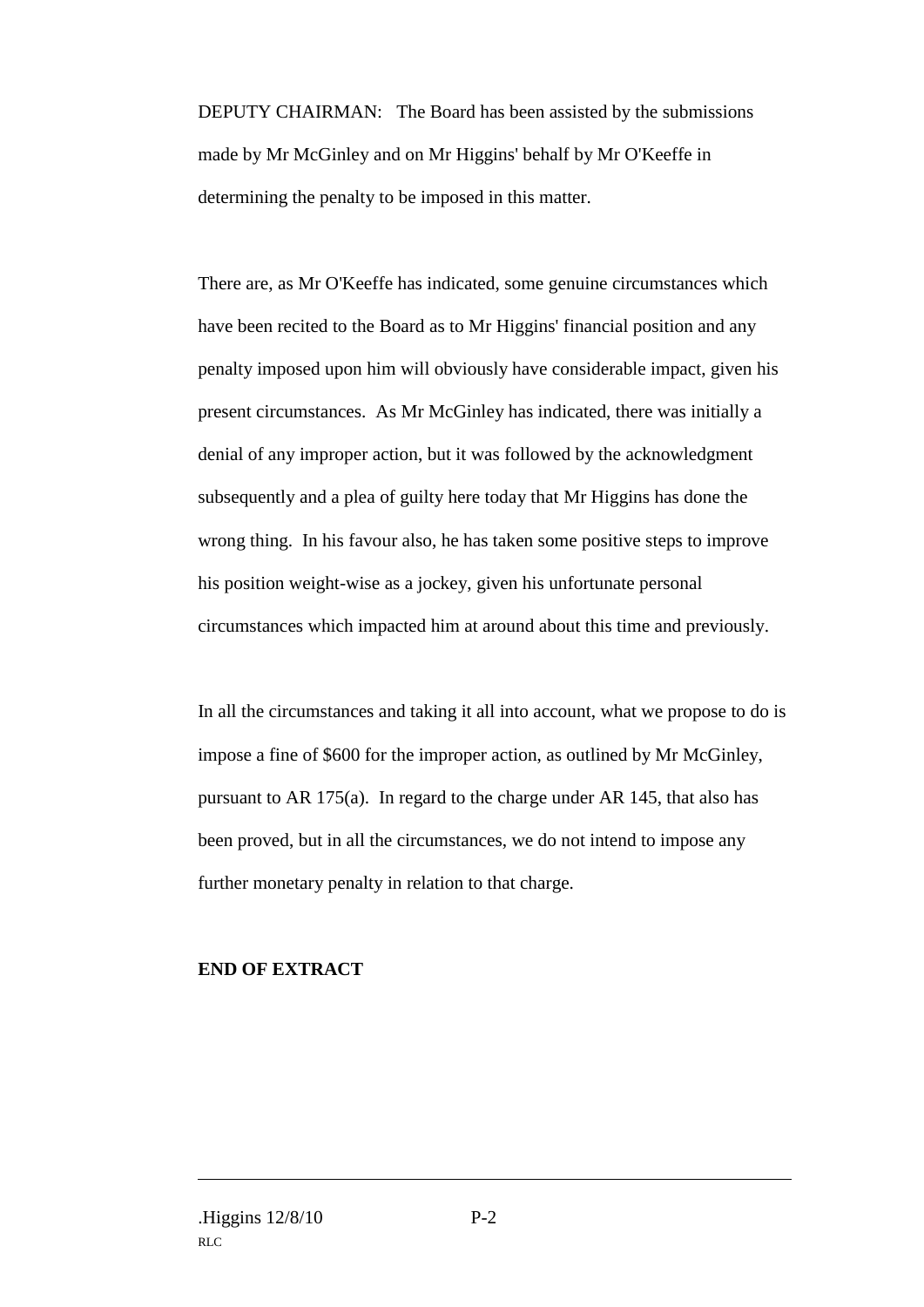DEPUTY CHAIRMAN: The Board has been assisted by the submissions made by Mr McGinley and on Mr Higgins' behalf by Mr O'Keeffe in determining the penalty to be imposed in this matter.

There are, as Mr O'Keeffe has indicated, some genuine circumstances which have been recited to the Board as to Mr Higgins' financial position and any penalty imposed upon him will obviously have considerable impact, given his present circumstances. As Mr McGinley has indicated, there was initially a denial of any improper action, but it was followed by the acknowledgment subsequently and a plea of guilty here today that Mr Higgins has done the wrong thing. In his favour also, he has taken some positive steps to improve his position weight-wise as a jockey, given his unfortunate personal circumstances which impacted him at around about this time and previously.

In all the circumstances and taking it all into account, what we propose to do is impose a fine of $600 for the improper action, as outlined by Mr McGinley, pursuant to AR 175(a). In regard to the charge under AR 145, that also has been proved, but in all the circumstances, we do not intend to impose any further monetary penalty in relation to that charge.

**END OF EXTRACT**